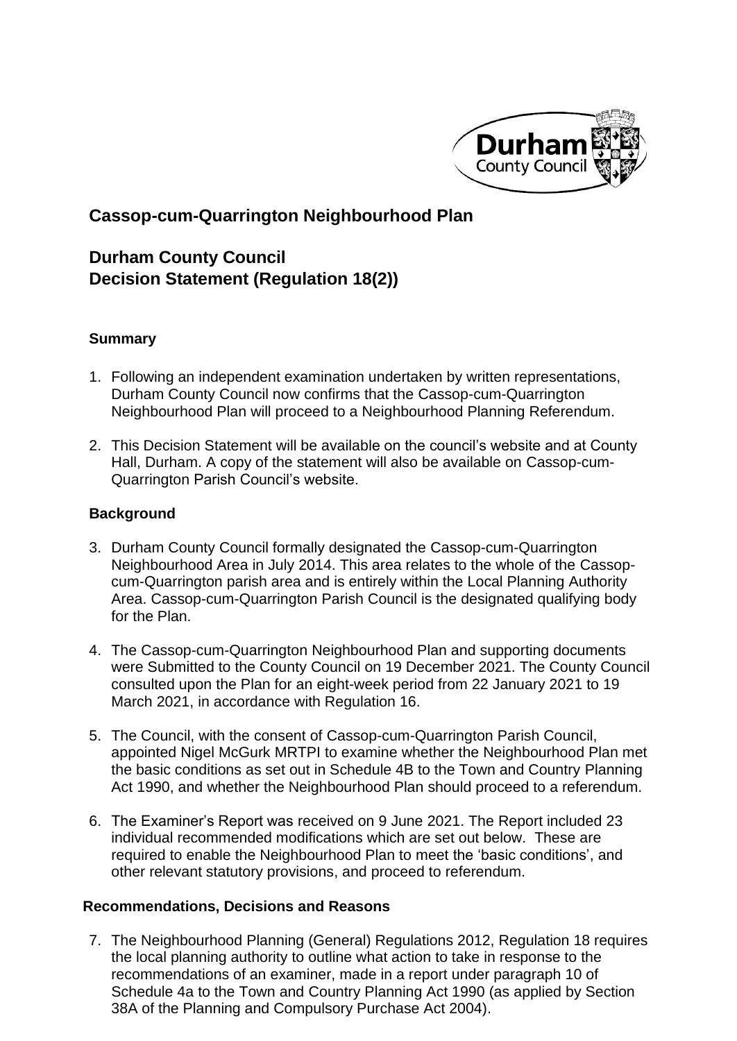# Cassop-cum-Quarrington Neighbourhood Plan

## Durham County Council
## Decision Statement (Regulation 18(2))

### Summary

1. Following an independent examination undertaken by written representations, Durham County Council now confirms that the Cassop-cum-Quarrington Neighbourhood Plan will proceed to a Neighbourhood Planning Referendum.

2. This Decision Statement will be available on the council's website and at County Hall, Durham. A copy of the statement will also be available on Cassop-cum-Quarrington Parish Council's website.

### Background

3. Durham County Council formally designated the Cassop-cum-Quarrington Neighbourhood Area in July 2014. This area relates to the whole of the Cassop-cum-Quarrington parish area and is entirely within the Local Planning Authority Area. Cassop-cum-Quarrington Parish Council is the designated qualifying body for the Plan.

4. The Cassop-cum-Quarrington Neighbourhood Plan and supporting documents were Submitted to the County Council on 19 December 2021. The County Council consulted upon the Plan for an eight-week period from 22 January 2021 to 19 March 2021, in accordance with Regulation 16.

5. The Council, with the consent of Cassop-cum-Quarrington Parish Council, appointed Nigel McGurk MRTPI to examine whether the Neighbourhood Plan met the basic conditions as set out in Schedule 4B to the Town and Country Planning Act 1990, and whether the Neighbourhood Plan should proceed to a referendum.

6. The Examiner's Report was received on 9 June 2021. The Report included 23 individual recommended modifications which are set out below. These are required to enable the Neighbourhood Plan to meet the 'basic conditions', and other relevant statutory provisions, and proceed to referendum.

### Recommendations, Decisions and Reasons

7. The Neighbourhood Planning (General) Regulations 2012, Regulation 18 requires the local planning authority to outline what action to take in response to the recommendations of an examiner, made in a report under paragraph 10 of Schedule 4a to the Town and Country Planning Act 1990 (as applied by Section 38A of the Planning and Compulsory Purchase Act 2004).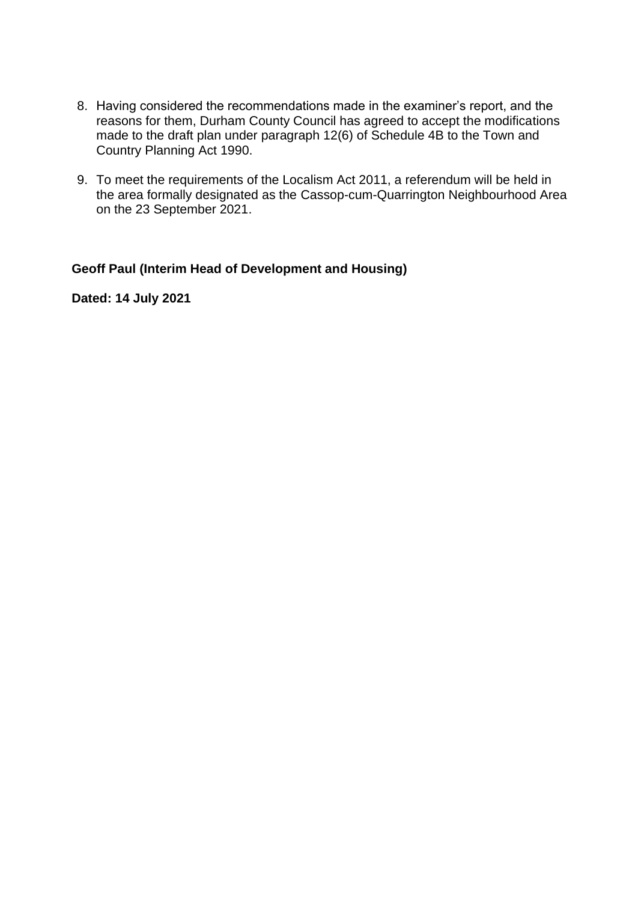8. Having considered the recommendations made in the examiner's report, and the reasons for them, Durham County Council has agreed to accept the modifications made to the draft plan under paragraph 12(6) of Schedule 4B to the Town and Country Planning Act 1990.

9. To meet the requirements of the Localism Act 2011, a referendum will be held in the area formally designated as the Cassop-cum-Quarrington Neighbourhood Area on the 23 September 2021.

**Geoff Paul (Interim Head of Development and Housing)**

**Dated: 14 July 2021**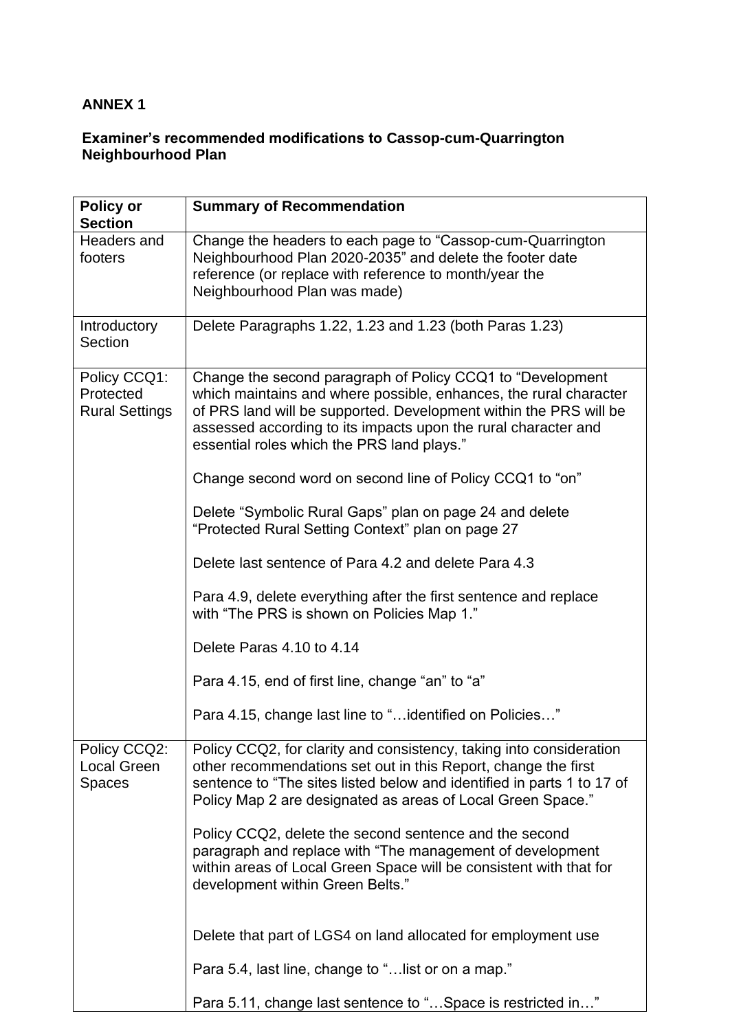**ANNEX 1**

**Examiner's recommended modifications to Cassop-cum-Quarrington Neighbourhood Plan**

| **Policy or Section** | **Summary of Recommendation** |
|---|---|
| Headers and footers | Change the headers to each page to "Cassop-cum-Quarrington Neighbourhood Plan 2020-2035" and delete the footer date reference (or replace with reference to month/year the Neighbourhood Plan was made) |
| Introductory Section | Delete Paragraphs 1.22, 1.23 and 1.23 (both Paras 1.23) |
| Policy CCQ1: Protected Rural Settings | Change the second paragraph of Policy CCQ1 to "Development which maintains and where possible, enhances, the rural character of PRS land will be supported. Development within the PRS will be assessed according to its impacts upon the rural character and essential roles which the PRS land plays."<br><br>Change second word on second line of Policy CCQ1 to "on"<br><br>Delete "Symbolic Rural Gaps" plan on page 24 and delete "Protected Rural Setting Context" plan on page 27<br><br>Delete last sentence of Para 4.2 and delete Para 4.3<br><br>Para 4.9, delete everything after the first sentence and replace with "The PRS is shown on Policies Map 1."<br><br>Delete Paras 4.10 to 4.14<br><br>Para 4.15, end of first line, change "an" to "a"<br><br>Para 4.15, change last line to "…identified on Policies…" |
| Policy CCQ2: Local Green Spaces | Policy CCQ2, for clarity and consistency, taking into consideration other recommendations set out in this Report, change the first sentence to "The sites listed below and identified in parts 1 to 17 of Policy Map 2 are designated as areas of Local Green Space."<br><br>Policy CCQ2, delete the second sentence and the second paragraph and replace with "The management of development within areas of Local Green Space will be consistent with that for development within Green Belts."<br><br>Delete that part of LGS4 on land allocated for employment use<br><br>Para 5.4, last line, change to "…list or on a map."<br><br>Para 5.11, change last sentence to "…Space is restricted in…" |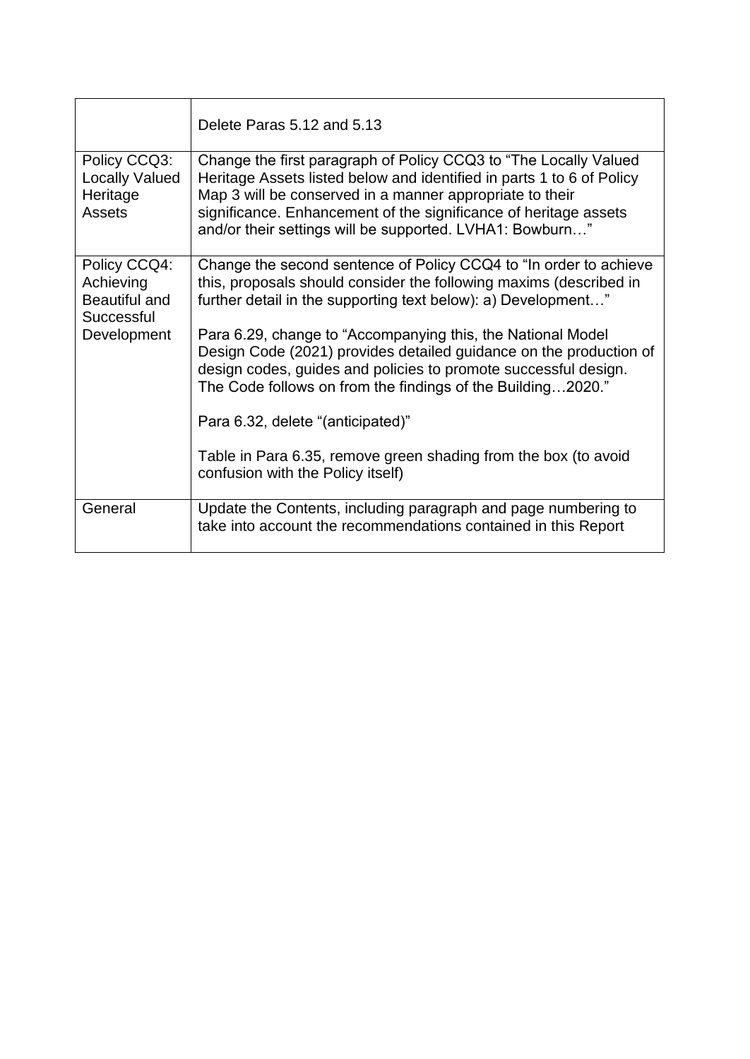| | |
|---|---|
| | Delete Paras 5.12 and 5.13 |
| Policy CCQ3: Locally Valued Heritage Assets | Change the first paragraph of Policy CCQ3 to "The Locally Valued Heritage Assets listed below and identified in parts 1 to 6 of Policy Map 3 will be conserved in a manner appropriate to their significance. Enhancement of the significance of heritage assets and/or their settings will be supported. LVHA1: Bowburn…" |
| Policy CCQ4: Achieving Beautiful and Successful Development | Change the second sentence of Policy CCQ4 to "In order to achieve this, proposals should consider the following maxims (described in further detail in the supporting text below): a) Development…"<br><br>Para 6.29, change to "Accompanying this, the National Model Design Code (2021) provides detailed guidance on the production of design codes, guides and policies to promote successful design. The Code follows on from the findings of the Building…2020."<br><br>Para 6.32, delete "(anticipated)"<br><br>Table in Para 6.35, remove green shading from the box (to avoid confusion with the Policy itself) |
| General | Update the Contents, including paragraph and page numbering to take into account the recommendations contained in this Report |